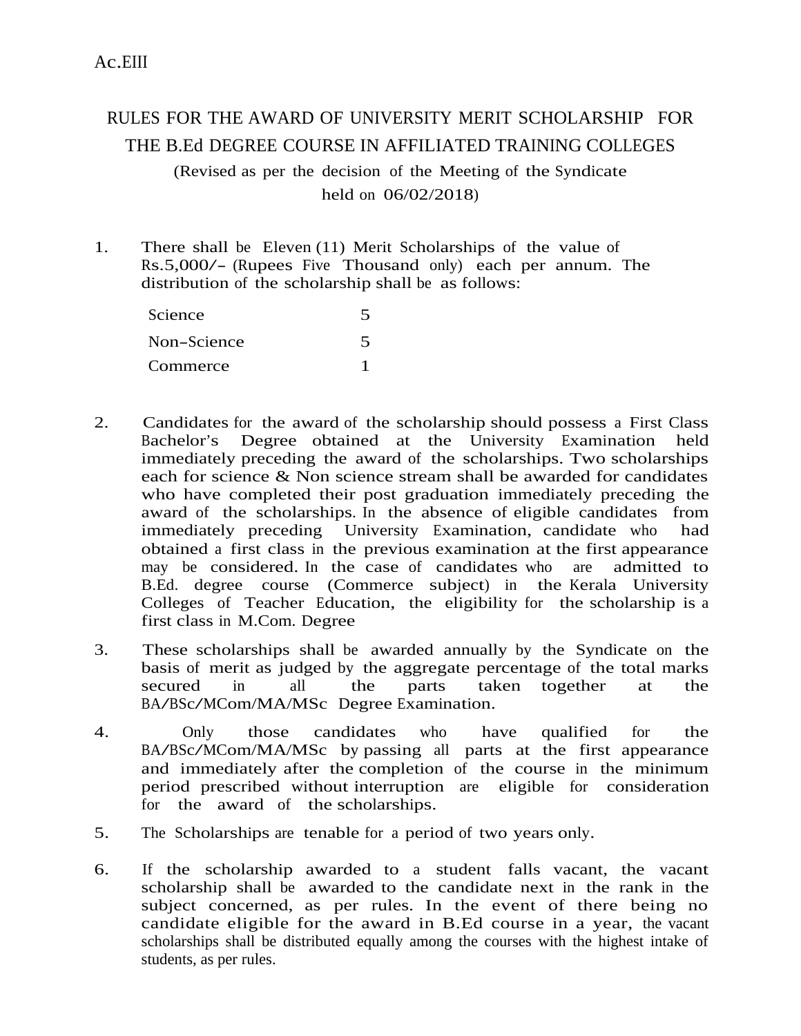Ac.EIII

# RULES FOR THE AWARD OF UNIVERSITY MERIT SCHOLARSHIP FOR THE B.Ed DEGREE COURSE IN AFFILIATED TRAINING COLLEGES

(Revised as per the decision of the Meeting of the Syndicate held on 06/02/2018)

1. There shall be Eleven (11) Merit Scholarships of the value of Rs.5,000/- (Rupees Five Thousand only) each per annum. The distribution of the scholarship shall be as follows:

| | |
|---|---|
| Science | 5 |
| Non-Science | 5 |
| Commerce | 1 |

2. Candidates for the award of the scholarship should possess a First Class Bachelor's Degree obtained at the University Examination held immediately preceding the award of the scholarships. Two scholarships each for science & Non science stream shall be awarded for candidates who have completed their post graduation immediately preceding the award of the scholarships. In the absence of eligible candidates from immediately preceding University Examination, candidate who had obtained a first class in the previous examination at the first appearance may be considered. In the case of candidates who are admitted to B.Ed. degree course (Commerce subject) in the Kerala University Colleges of Teacher Education, the eligibility for the scholarship is a first class in M.Com. Degree

3. These scholarships shall be awarded annually by the Syndicate on the basis of merit as judged by the aggregate percentage of the total marks secured in all the parts taken together at the BA/BSc/MCom/MA/MSc Degree Examination.

4. Only those candidates who have qualified for the BA/BSc/MCom/MA/MSc by passing all parts at the first appearance and immediately after the completion of the course in the minimum period prescribed without interruption are eligible for consideration for the award of the scholarships.

5. The Scholarships are tenable for a period of two years only.

6. If the scholarship awarded to a student falls vacant, the vacant scholarship shall be awarded to the candidate next in the rank in the subject concerned, as per rules. In the event of there being no candidate eligible for the award in B.Ed course in a year, the vacant scholarships shall be distributed equally among the courses with the highest intake of students, as per rules.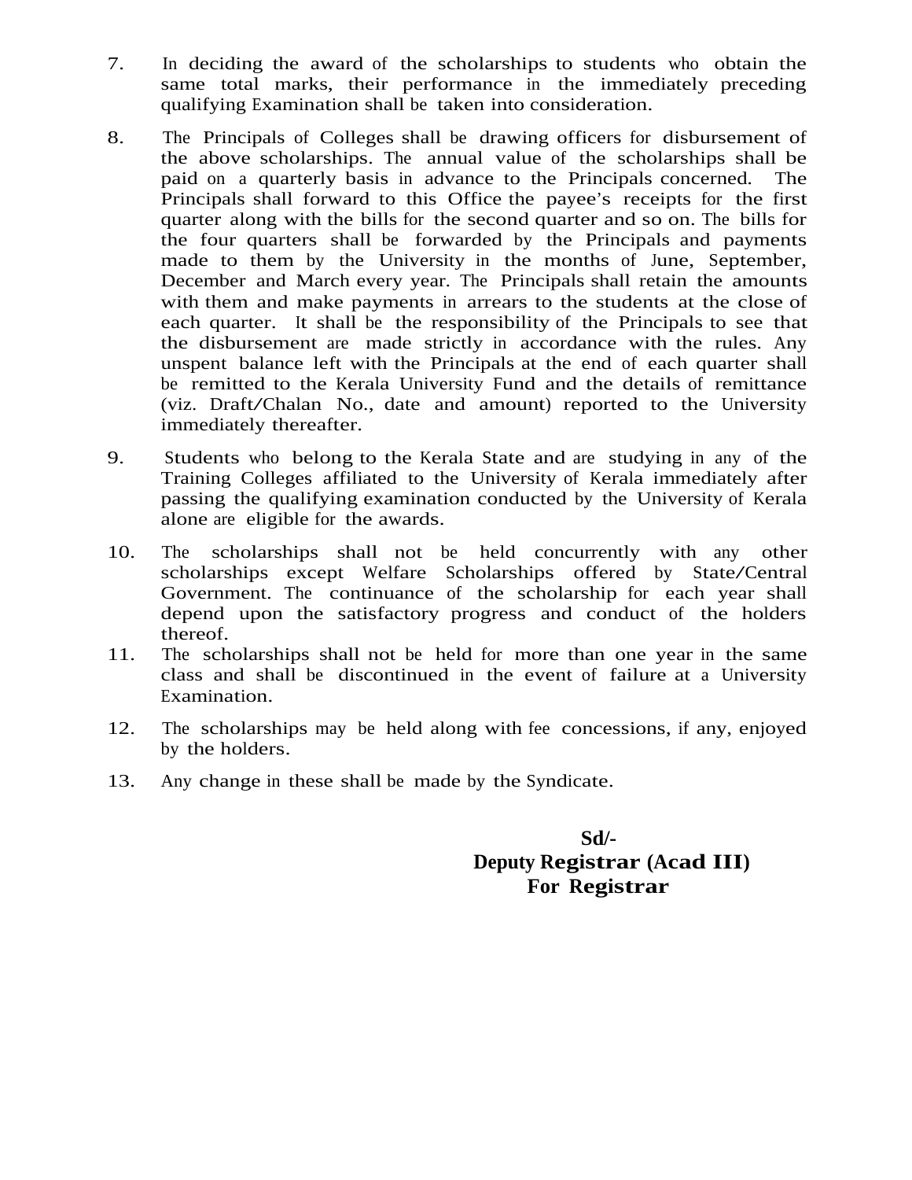7. In deciding the award of the scholarships to students who obtain the same total marks, their performance in the immediately preceding qualifying Examination shall be taken into consideration.

8. The Principals of Colleges shall be drawing officers for disbursement of the above scholarships. The annual value of the scholarships shall be paid on a quarterly basis in advance to the Principals concerned. The Principals shall forward to this Office the payee's receipts for the first quarter along with the bills for the second quarter and so on. The bills for the four quarters shall be forwarded by the Principals and payments made to them by the University in the months of June, September, December and March every year. The Principals shall retain the amounts with them and make payments in arrears to the students at the close of each quarter. It shall be the responsibility of the Principals to see that the disbursement are made strictly in accordance with the rules. Any unspent balance left with the Principals at the end of each quarter shall be remitted to the Kerala University Fund and the details of remittance (viz. Draft/Chalan No., date and amount) reported to the University immediately thereafter.

9. Students who belong to the Kerala State and are studying in any of the Training Colleges affiliated to the University of Kerala immediately after passing the qualifying examination conducted by the University of Kerala alone are eligible for the awards.

10. The scholarships shall not be held concurrently with any other scholarships except Welfare Scholarships offered by State/Central Government. The continuance of the scholarship for each year shall depend upon the satisfactory progress and conduct of the holders thereof.

11. The scholarships shall not be held for more than one year in the same class and shall be discontinued in the event of failure at a University Examination.

12. The scholarships may be held along with fee concessions, if any, enjoyed by the holders.

13. Any change in these shall be made by the Syndicate.

**Sd/-**
**Deputy Registrar (Acad III)**
**For Registrar**